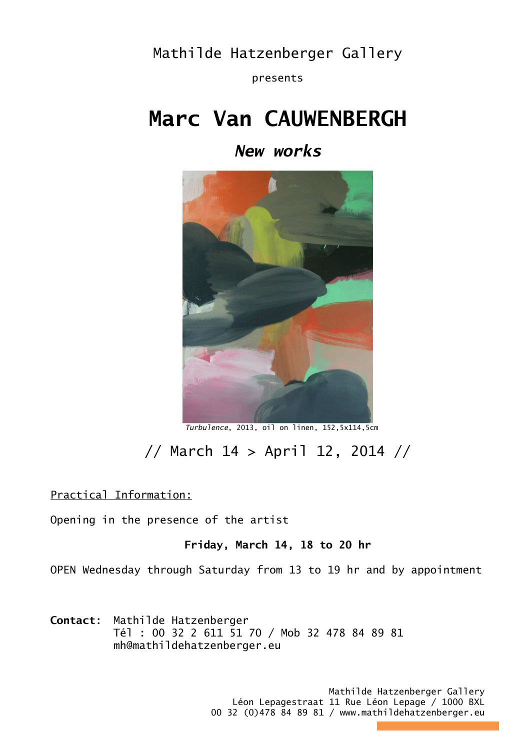Mathilde Hatzenberger Gallery

presents

# Marc Van CAUWENBERGH

## *New works*

*Turbulence*, 2013, oil on linen, 152,5x114,5cm

// March 14 > April 12, 2014 //

Practical Information:

Opening in the presence of the artist

**Friday, March 14, 18 to 20 hr**

OPEN Wednesday through Saturday from 13 to 19 hr and by appointment

**Contact:** Mathilde Hatzenberger
Tél : 00 32 2 611 51 70 / Mob 32 478 84 89 81
mh@mathildehatzenberger.eu

Mathilde Hatzenberger Gallery
Léon Lepagestraat 11 Rue Léon Lepage / 1000 BXL
00 32 (0)478 84 89 81 / www.mathildehatzenberger.eu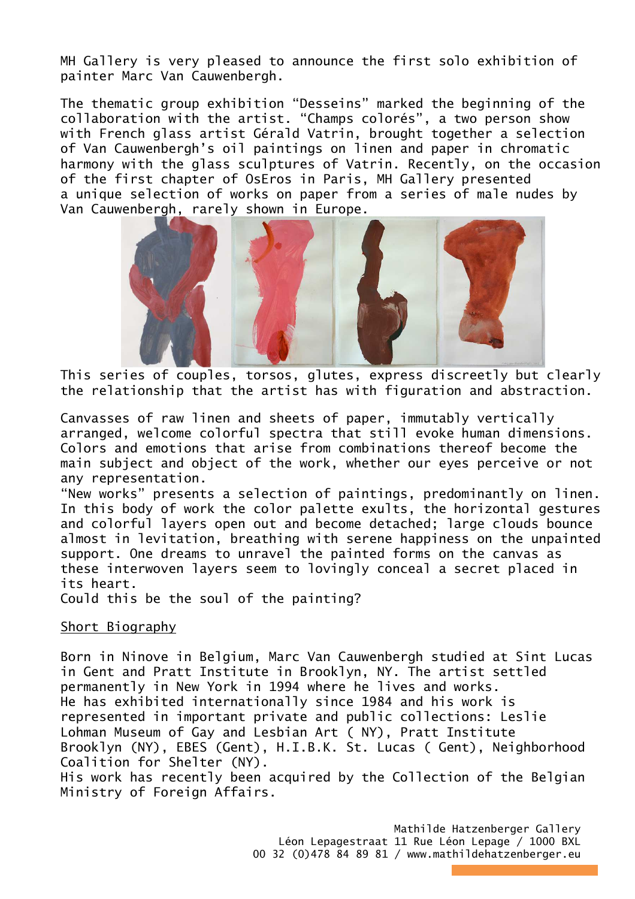MH Gallery is very pleased to announce the first solo exhibition of painter Marc Van Cauwenbergh.

The thematic group exhibition “Desseins” marked the beginning of the collaboration with the artist. “Champs colorés”, a two person show with French glass artist Gérald Vatrin, brought together a selection of Van Cauwenbergh’s oil paintings on linen and paper in chromatic harmony with the glass sculptures of Vatrin. Recently, on the occasion of the first chapter of OsEros in Paris, MH Gallery presented a unique selection of works on paper from a series of male nudes by Van Cauwenbergh, rarely shown in Europe.

This series of couples, torsos, glutes, express discreetly but clearly the relationship that the artist has with figuration and abstraction.

Canvasses of raw linen and sheets of paper, immutably vertically arranged, welcome colorful spectra that still evoke human dimensions. Colors and emotions that arise from combinations thereof become the main subject and object of the work, whether our eyes perceive or not any representation.

“New works” presents a selection of paintings, predominantly on linen. In this body of work the color palette exults, the horizontal gestures and colorful layers open out and become detached; large clouds bounce almost in levitation, breathing with serene happiness on the unpainted support. One dreams to unravel the painted forms on the canvas as these interwoven layers seem to lovingly conceal a secret placed in its heart.

Could this be the soul of the painting?

## Short Biography

Born in Ninove in Belgium, Marc Van Cauwenbergh studied at Sint Lucas in Gent and Pratt Institute in Brooklyn, NY. The artist settled permanently in New York in 1994 where he lives and works.

He has exhibited internationally since 1984 and his work is represented in important private and public collections: Leslie Lohman Museum of Gay and Lesbian Art ( NY), Pratt Institute Brooklyn (NY), EBES (Gent), H.I.B.K. St. Lucas ( Gent), Neighborhood Coalition for Shelter (NY).

His work has recently been acquired by the Collection of the Belgian Ministry of Foreign Affairs.

Mathilde Hatzenberger Gallery
Léon Lepagestraat 11 Rue Léon Lepage / 1000 BXL
00 32 (0)478 84 89 81 / www.mathildehatzenberger.eu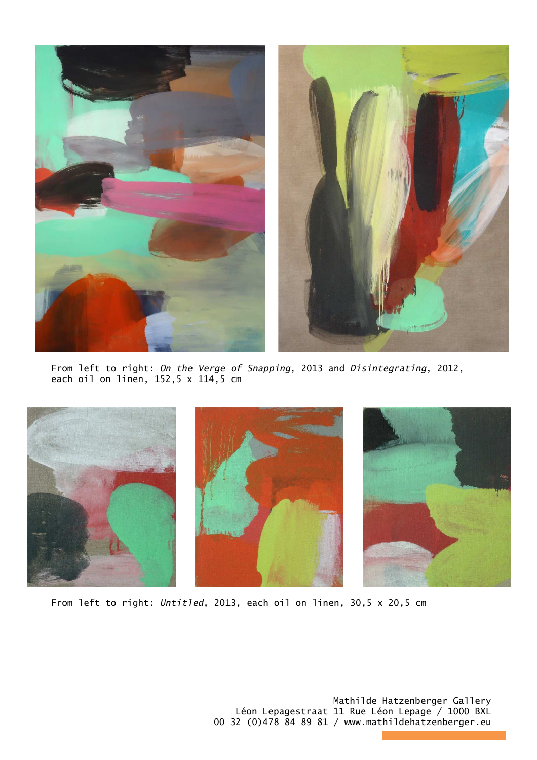From left to right: *On the Verge of Snapping*, 2013 and *Disintegrating*, 2012, each oil on linen, 152,5 x 114,5 cm

From left to right: *Untitled*, 2013, each oil on linen, 30,5 x 20,5 cm

Mathilde Hatzenberger Gallery
Léon Lepagestraat 11 Rue Léon Lepage / 1000 BXL
00 32 (0)478 84 89 81 / www.mathildehatzenberger.eu